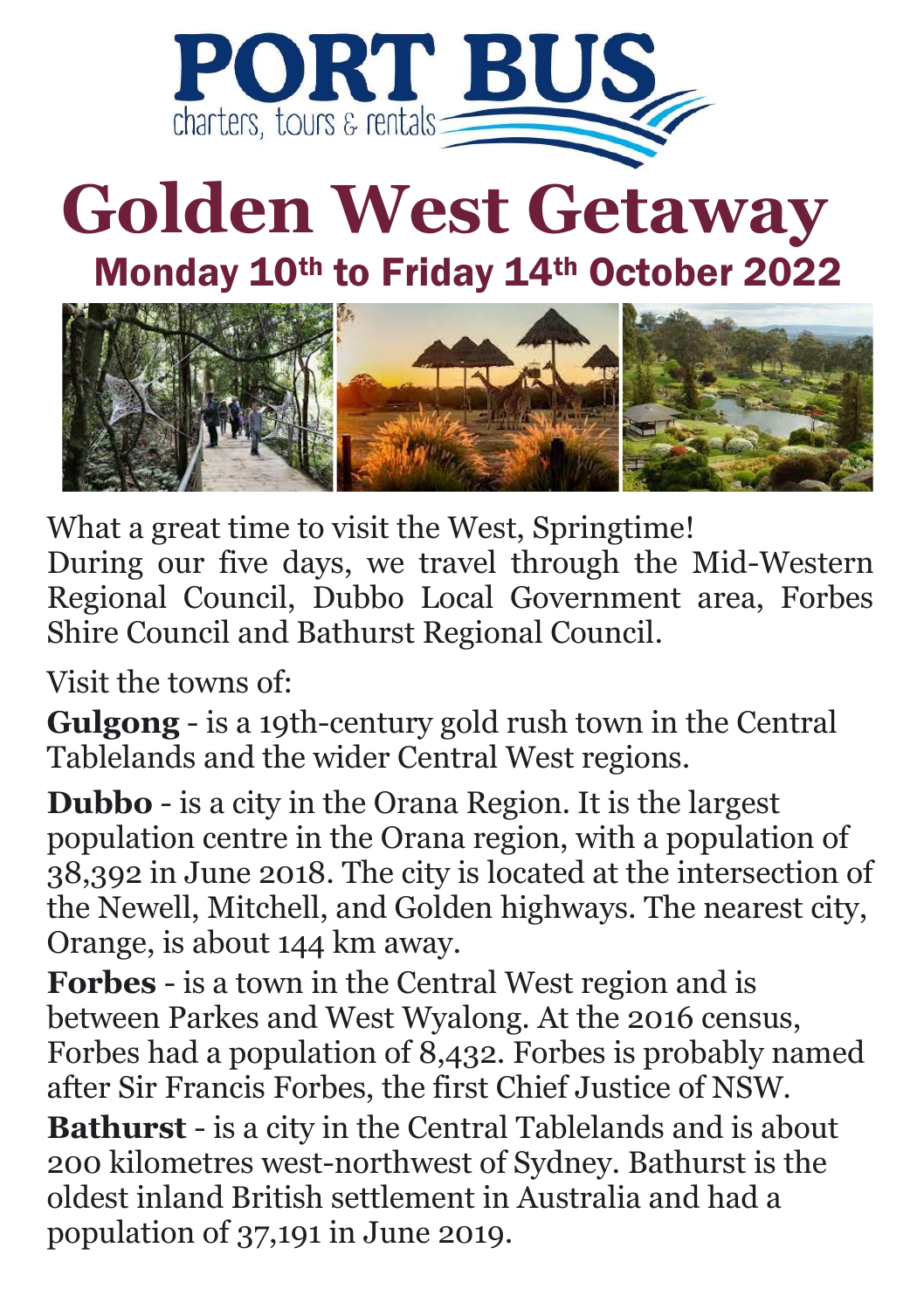# PORT BUS

charters, tours & rentals

# Golden West Getaway

## Monday 10th to Friday 14th October 2022

What a great time to visit the West, Springtime!
During our five days, we travel through the Mid-Western Regional Council, Dubbo Local Government area, Forbes Shire Council and Bathurst Regional Council.

Visit the towns of:

**Gulgong** - is a 19th-century gold rush town in the Central Tablelands and the wider Central West regions.

**Dubbo** - is a city in the Orana Region. It is the largest population centre in the Orana region, with a population of 38,392 in June 2018. The city is located at the intersection of the Newell, Mitchell, and Golden highways. The nearest city, Orange, is about 144 km away.

**Forbes** - is a town in the Central West region and is between Parkes and West Wyalong. At the 2016 census, Forbes had a population of 8,432. Forbes is probably named after Sir Francis Forbes, the first Chief Justice of NSW.

**Bathurst** - is a city in the Central Tablelands and is about 200 kilometres west-northwest of Sydney. Bathurst is the oldest inland British settlement in Australia and had a population of 37,191 in June 2019.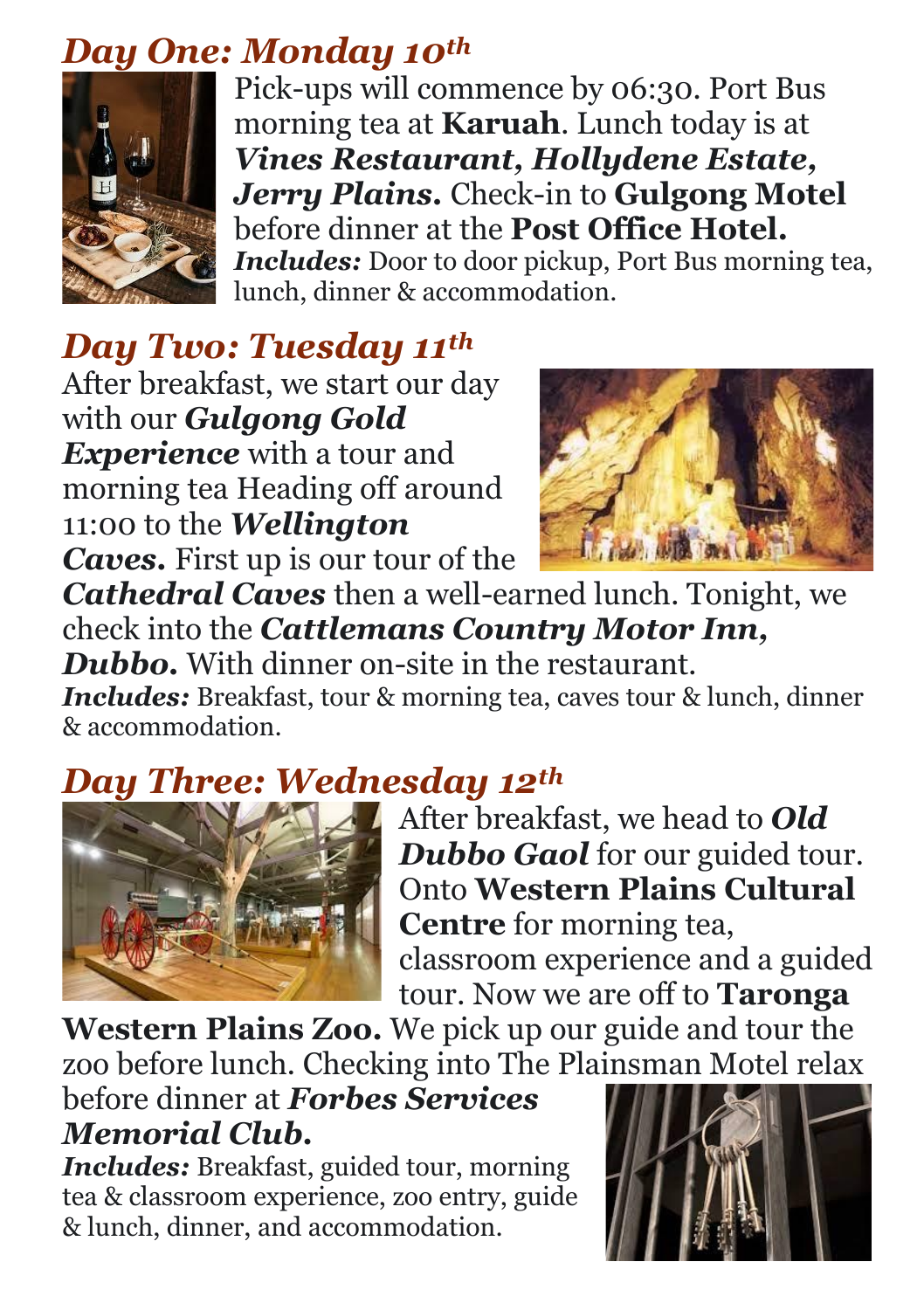## *Day One: Monday 10th*

Pick-ups will commence by 06:30. Port Bus morning tea at **Karuah**. Lunch today is at ***Vines Restaurant, Hollydene Estate, Jerry Plains.*** Check-in to **Gulgong Motel** before dinner at the **Post Office Hotel.**
***Includes:*** Door to door pickup, Port Bus morning tea, lunch, dinner & accommodation.

## *Day Two: Tuesday 11th*

After breakfast, we start our day with our ***Gulgong Gold Experience*** with a tour and morning tea Heading off around 11:00 to the ***Wellington Caves.*** First up is our tour of the ***Cathedral Caves*** then a well-earned lunch. Tonight, we check into the ***Cattlemans Country Motor Inn, Dubbo.*** With dinner on-site in the restaurant.
***Includes:*** Breakfast, tour & morning tea, caves tour & lunch, dinner & accommodation.

## *Day Three: Wednesday 12th*

After breakfast, we head to ***Old Dubbo Gaol*** for our guided tour. Onto **Western Plains Cultural Centre** for morning tea, classroom experience and a guided tour. Now we are off to **Taronga Western Plains Zoo.** We pick up our guide and tour the zoo before lunch. Checking into The Plainsman Motel relax before dinner at ***Forbes Services Memorial Club.***
***Includes:*** Breakfast, guided tour, morning tea & classroom experience, zoo entry, guide & lunch, dinner, and accommodation.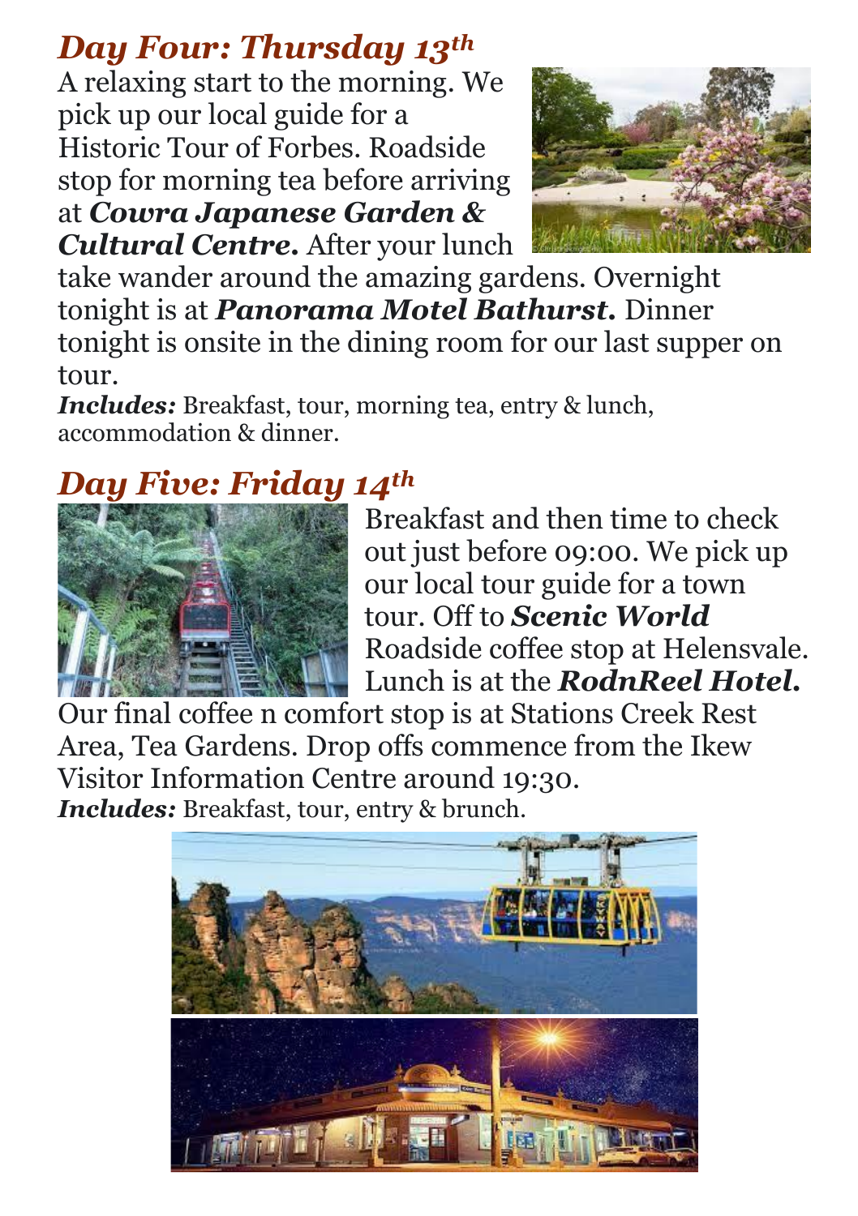## *Day Four: Thursday 13th*

A relaxing start to the morning. We pick up our local guide for a Historic Tour of Forbes. Roadside stop for morning tea before arriving at ***Cowra Japanese Garden & Cultural Centre.*** After your lunch take wander around the amazing gardens. Overnight tonight is at ***Panorama Motel Bathurst.*** Dinner tonight is onsite in the dining room for our last supper on tour.

***Includes:*** Breakfast, tour, morning tea, entry & lunch, accommodation & dinner.

## *Day Five: Friday 14th*

Breakfast and then time to check out just before 09:00. We pick up our local tour guide for a town tour. Off to ***Scenic World*** Roadside coffee stop at Helensvale. Lunch is at the ***RodnReel Hotel.*** Our final coffee n comfort stop is at Stations Creek Rest Area, Tea Gardens. Drop offs commence from the Ikew Visitor Information Centre around 19:30.

***Includes:*** Breakfast, tour, entry & brunch.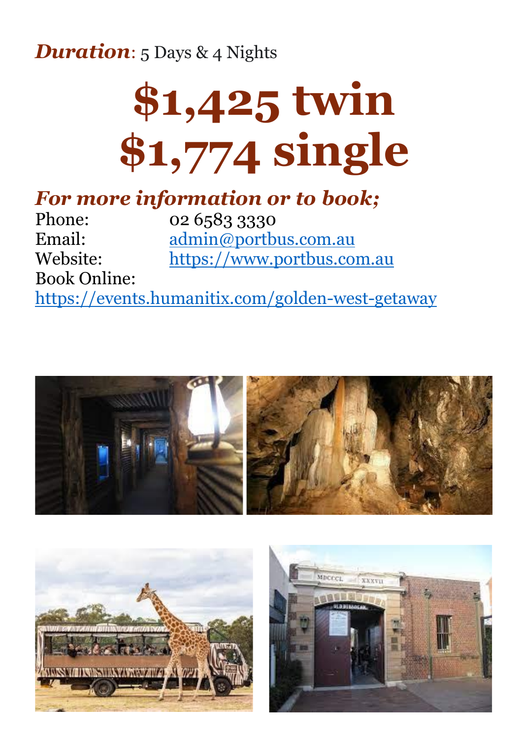***Duration***: 5 Days & 4 Nights

# $1,425 twin
# $1,774 single

## *For more information or to book;*

Phone: 02 6583 3330
Email: admin@portbus.com.au
Website: https://www.portbus.com.au
Book Online:
https://events.humanitix.com/golden-west-getaway